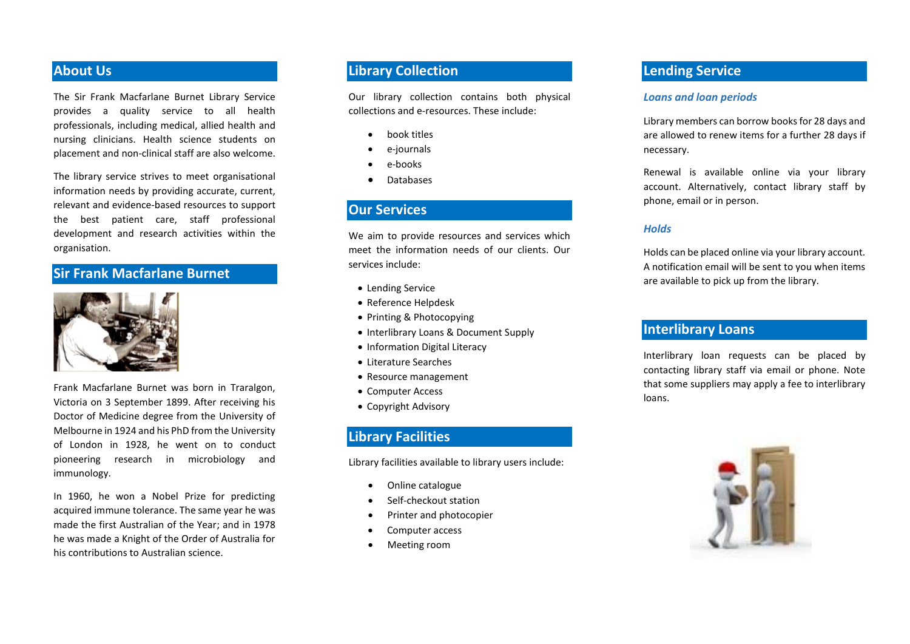## About Us

The Sir Frank Macfarlane Burnet Library Service provides a quality service to all health professionals, including medical, allied health and nursing clinicians. Health science students on placement and non-clinical staff are also welcome.

The library service strives to meet organisational information needs by providing accurate, current, relevant and evidence-based resources to support the best patient care, staff professional development and research activities within the organisation.

## Sir Frank Macfarlane Burnet

Frank Macfarlane Burnet was born in Traralgon, Victoria on 3 September 1899. After receiving his Doctor of Medicine degree from the University of Melbourne in 1924 and his PhD from the University of London in 1928, he went on to conduct pioneering research in microbiology and immunology.

In 1960, he won a Nobel Prize for predicting acquired immune tolerance. The same year he was made the first Australian of the Year; and in 1978 he was made a Knight of the Order of Australia for his contributions to Australian science.

## Library Collection

Our library collection contains both physical collections and e-resources. These include:

- book titles
- e-journals
- e-books
- Databases

## Our Services

We aim to provide resources and services which meet the information needs of our clients. Our services include:

- Lending Service
- Reference Helpdesk
- Printing & Photocopying
- Interlibrary Loans & Document Supply
- Information Digital Literacy
- Literature Searches
- Resource management
- Computer Access
- Copyright Advisory

## Library Facilities

Library facilities available to library users include:

- Online catalogue
- Self-checkout station
- Printer and photocopier
- Computer access
- Meeting room

## Lending Service

### *Loans and loan periods*

Library members can borrow books for 28 days and are allowed to renew items for a further 28 days if necessary.

Renewal is available online via your library account. Alternatively, contact library staff by phone, email or in person.

### *Holds*

Holds can be placed online via your library account. A notification email will be sent to you when items are available to pick up from the library.

## Interlibrary Loans

Interlibrary loan requests can be placed by contacting library staff via email or phone. Note that some suppliers may apply a fee to interlibrary loans.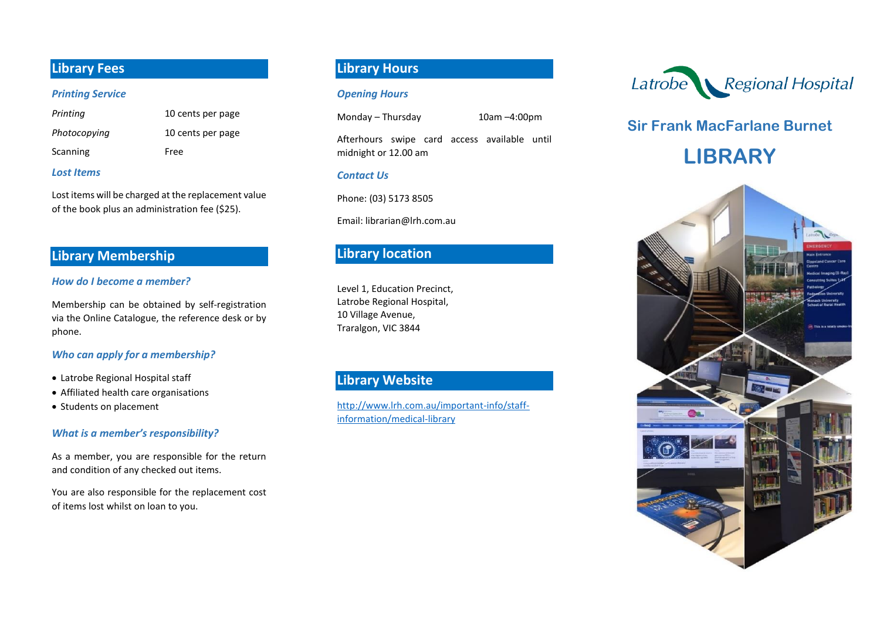## Library Fees

### *Printing Service*

| | |
|---|---|
| *Printing* | 10 cents per page |
| *Photocopying* | 10 cents per page |
| Scanning | Free |

### *Lost Items*

Lost items will be charged at the replacement value of the book plus an administration fee ($25).

## Library Membership

### *How do I become a member?*

Membership can be obtained by self-registration via the Online Catalogue, the reference desk or by phone.

### *Who can apply for a membership?*

- Latrobe Regional Hospital staff
- Affiliated health care organisations
- Students on placement

### *What is a member's responsibility?*

As a member, you are responsible for the return and condition of any checked out items.

You are also responsible for the replacement cost of items lost whilst on loan to you.

## Library Hours

### *Opening Hours*

Monday – Thursday 10am –4:00pm

Afterhours swipe card access available until midnight or 12.00 am

### *Contact Us*

Phone: (03) 5173 8505

Email: librarian@lrh.com.au

## Library location

Level 1, Education Precinct,
Latrobe Regional Hospital,
10 Village Avenue,
Traralgon, VIC 3844

## Library Website

http://www.lrh.com.au/important-info/staff-information/medical-library

Latrobe Regional Hospital

## Sir Frank MacFarlane Burnet

# LIBRARY